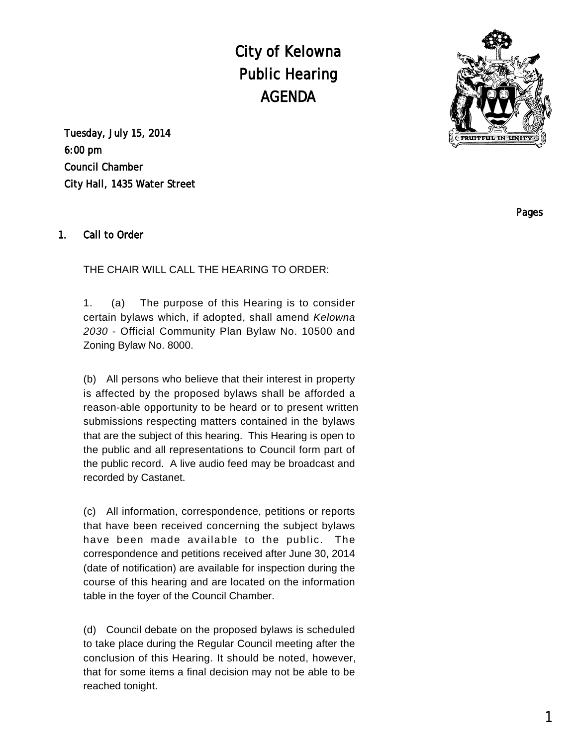# City of Kelowna
# Public Hearing
# AGENDA

Tuesday, July 15, 2014
6:00 pm
Council Chamber
City Hall, 1435 Water Street

Pages

## 1. Call to Order

THE CHAIR WILL CALL THE HEARING TO ORDER:

1. (a) The purpose of this Hearing is to consider certain bylaws which, if adopted, shall amend *Kelowna 2030* - Official Community Plan Bylaw No. 10500 and Zoning Bylaw No. 8000.

(b) All persons who believe that their interest in property is affected by the proposed bylaws shall be afforded a reason-able opportunity to be heard or to present written submissions respecting matters contained in the bylaws that are the subject of this hearing. This Hearing is open to the public and all representations to Council form part of the public record. A live audio feed may be broadcast and recorded by Castanet.

(c) All information, correspondence, petitions or reports that have been received concerning the subject bylaws have been made available to the public. The correspondence and petitions received after June 30, 2014 (date of notification) are available for inspection during the course of this hearing and are located on the information table in the foyer of the Council Chamber.

(d) Council debate on the proposed bylaws is scheduled to take place during the Regular Council meeting after the conclusion of this Hearing. It should be noted, however, that for some items a final decision may not be able to be reached tonight.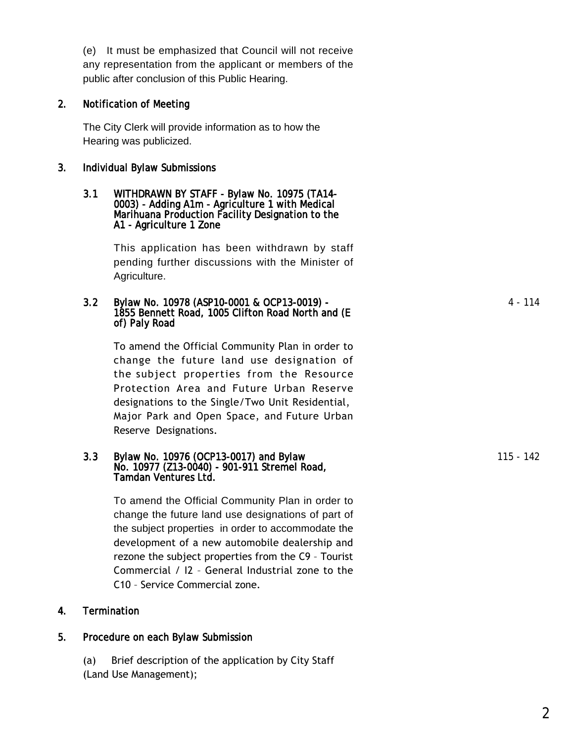(e) It must be emphasized that Council will not receive any representation from the applicant or members of the public after conclusion of this Public Hearing.

## 2. Notification of Meeting

The City Clerk will provide information as to how the Hearing was publicized.

## 3. Individual Bylaw Submissions

### 3.1 WITHDRAWN BY STAFF - Bylaw No. 10975 (TA14-0003) - Adding A1m - Agriculture 1 with Medical Marihuana Production Facility Designation to the A1 - Agriculture 1 Zone

This application has been withdrawn by staff pending further discussions with the Minister of Agriculture.

### 3.2 Bylaw No. 10978 (ASP10-0001 & OCP13-0019) - 1855 Bennett Road, 1005 Clifton Road North and (E of) Paly Road

4 - 114

To amend the Official Community Plan in order to change the future land use designation of the subject properties from the Resource Protection Area and Future Urban Reserve designations to the Single/Two Unit Residential, Major Park and Open Space, and Future Urban Reserve Designations.

### 3.3 Bylaw No. 10976 (OCP13-0017) and Bylaw No. 10977 (Z13-0040) - 901-911 Stremel Road, Tamdan Ventures Ltd.

115 - 142

To amend the Official Community Plan in order to change the future land use designations of part of the subject properties in order to accommodate the development of a new automobile dealership and rezone the subject properties from the C9 – Tourist Commercial / I2 – General Industrial zone to the C10 – Service Commercial zone.

## 4. Termination

## 5. Procedure on each Bylaw Submission

(a) Brief description of the application by City Staff (Land Use Management);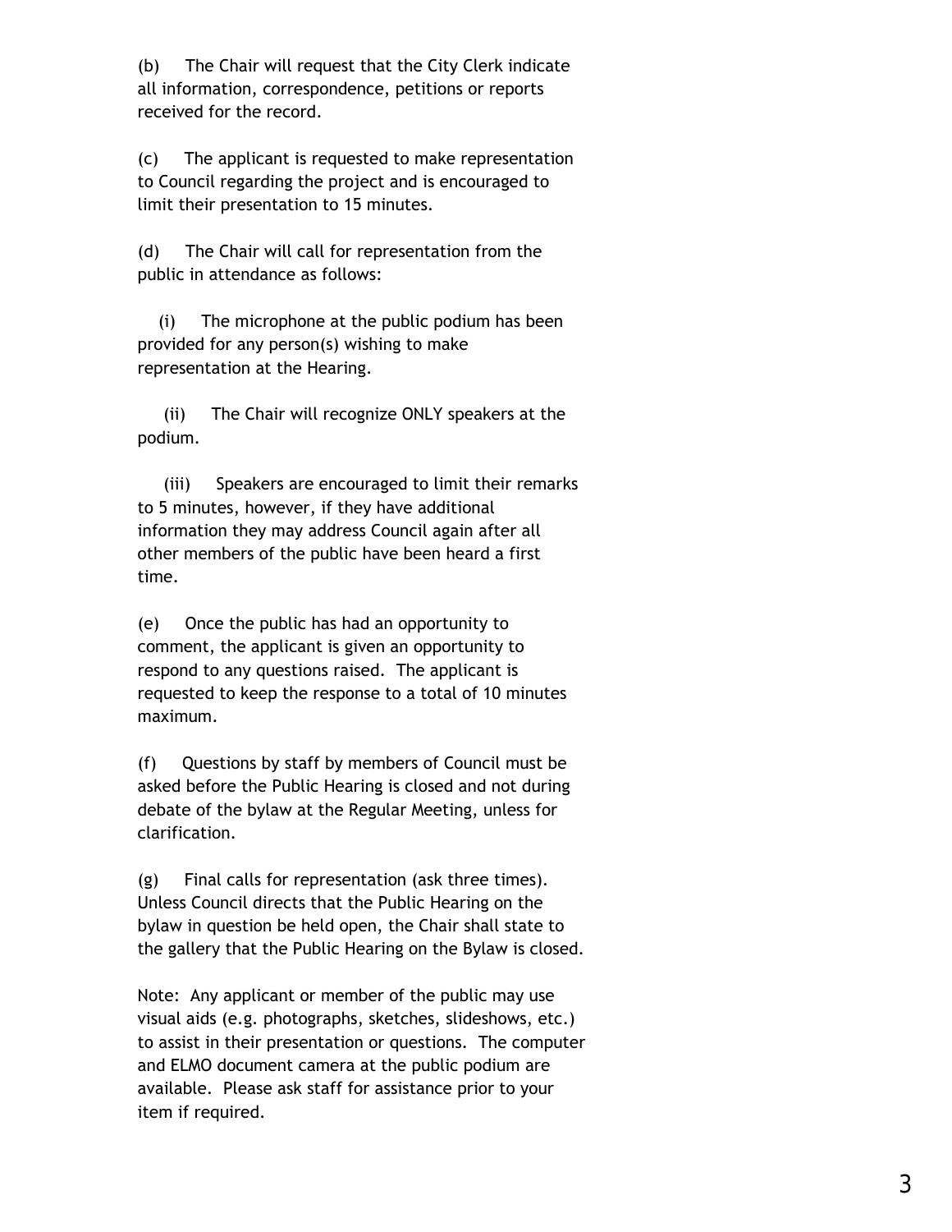(b) The Chair will request that the City Clerk indicate all information, correspondence, petitions or reports received for the record.

(c) The applicant is requested to make representation to Council regarding the project and is encouraged to limit their presentation to 15 minutes.

(d) The Chair will call for representation from the public in attendance as follows:

(i) The microphone at the public podium has been provided for any person(s) wishing to make representation at the Hearing.

(ii) The Chair will recognize ONLY speakers at the podium.

(iii) Speakers are encouraged to limit their remarks to 5 minutes, however, if they have additional information they may address Council again after all other members of the public have been heard a first time.

(e) Once the public has had an opportunity to comment, the applicant is given an opportunity to respond to any questions raised. The applicant is requested to keep the response to a total of 10 minutes maximum.

(f) Questions by staff by members of Council must be asked before the Public Hearing is closed and not during debate of the bylaw at the Regular Meeting, unless for clarification.

(g) Final calls for representation (ask three times). Unless Council directs that the Public Hearing on the bylaw in question be held open, the Chair shall state to the gallery that the Public Hearing on the Bylaw is closed.

Note: Any applicant or member of the public may use visual aids (e.g. photographs, sketches, slideshows, etc.) to assist in their presentation or questions. The computer and ELMO document camera at the public podium are available. Please ask staff for assistance prior to your item if required.